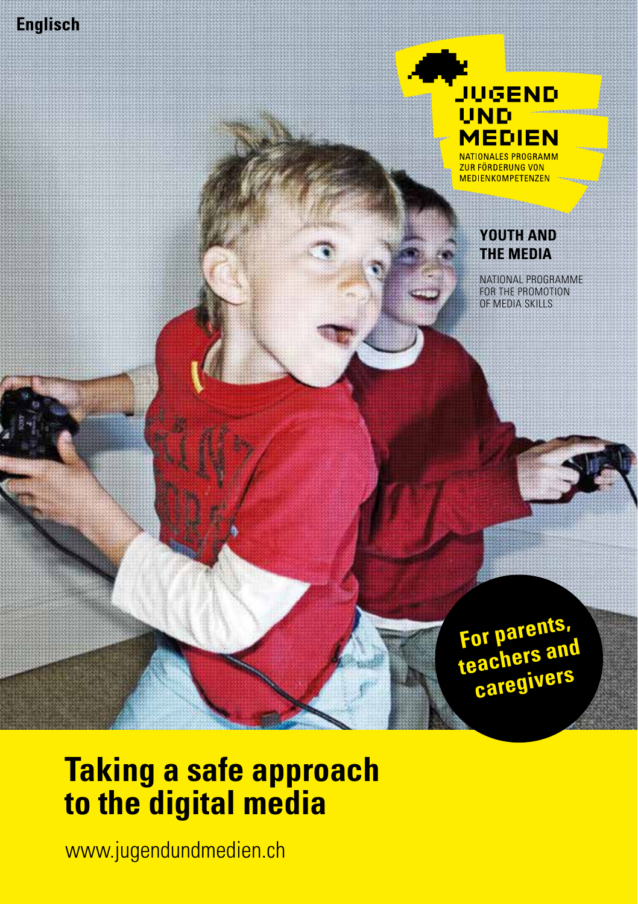Englisch

JUGEND UND MEDIEN

NATIONALES PROGRAMM ZUR FÖRDERUNG VON MEDIENKOMPETENZEN

**YOUTH AND THE MEDIA**

NATIONAL PROGRAMME FOR THE PROMOTION OF MEDIA SKILLS

**For parents, teachers and caregivers**

# Taking a safe approach to the digital media

www.jugendundmedien.ch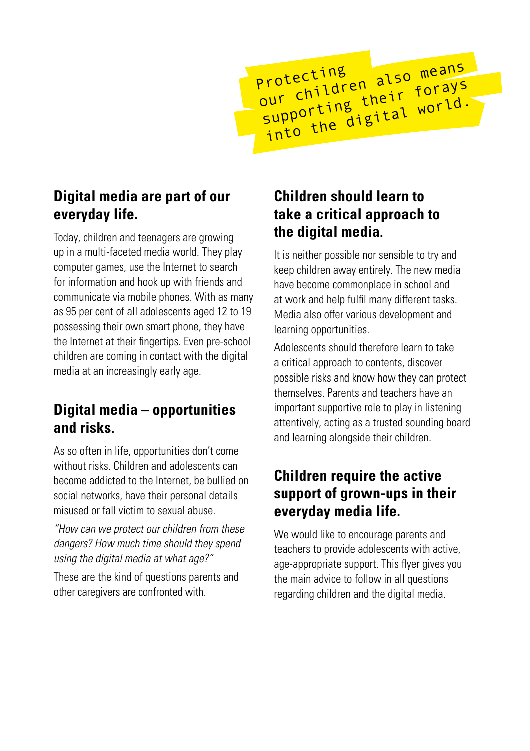Protecting our children also means supporting their forays into the digital world.

## Digital media are part of our everyday life.

Today, children and teenagers are growing up in a multi-faceted media world. They play computer games, use the Internet to search for information and hook up with friends and communicate via mobile phones. With as many as 95 per cent of all adolescents aged 12 to 19 possessing their own smart phone, they have the Internet at their fingertips. Even pre-school children are coming in contact with the digital media at an increasingly early age.

## Digital media – opportunities and risks.

As so often in life, opportunities don't come without risks. Children and adolescents can become addicted to the Internet, be bullied on social networks, have their personal details misused or fall victim to sexual abuse.

*"How can we protect our children from these dangers? How much time should they spend using the digital media at what age?"*

These are the kind of questions parents and other caregivers are confronted with.

## Children should learn to take a critical approach to the digital media.

It is neither possible nor sensible to try and keep children away entirely. The new media have become commonplace in school and at work and help fulfil many different tasks. Media also offer various development and learning opportunities.

Adolescents should therefore learn to take a critical approach to contents, discover possible risks and know how they can protect themselves. Parents and teachers have an important supportive role to play in listening attentively, acting as a trusted sounding board and learning alongside their children.

## Children require the active support of grown-ups in their everyday media life.

We would like to encourage parents and teachers to provide adolescents with active, age-appropriate support. This flyer gives you the main advice to follow in all questions regarding children and the digital media.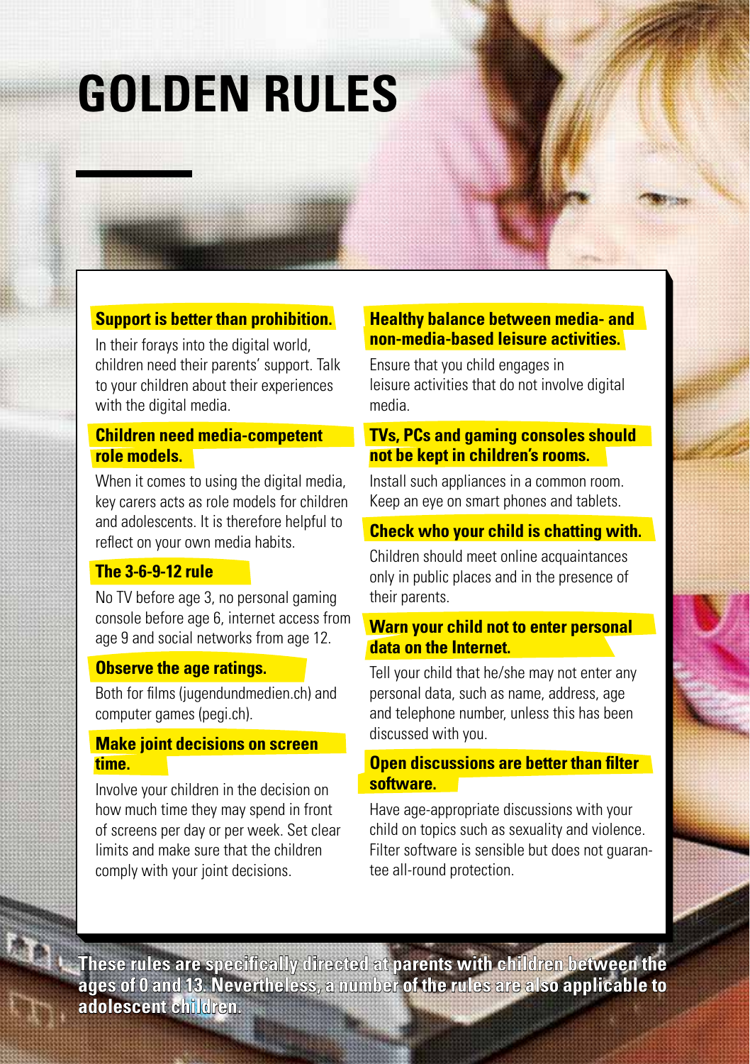# GOLDEN RULES

### Support is better than prohibition.

In their forays into the digital world, children need their parents' support. Talk to your children about their experiences with the digital media.

### Children need media-competent role models.

When it comes to using the digital media, key carers acts as role models for children and adolescents. It is therefore helpful to reflect on your own media habits.

### The 3-6-9-12 rule

No TV before age 3, no personal gaming console before age 6, internet access from age 9 and social networks from age 12.

### Observe the age ratings.

Both for films (jugendundmedien.ch) and computer games (pegi.ch).

### Make joint decisions on screen time.

Involve your children in the decision on how much time they may spend in front of screens per day or per week. Set clear limits and make sure that the children comply with your joint decisions.

### Healthy balance between media- and non-media-based leisure activities.

Ensure that you child engages in leisure activities that do not involve digital media.

### TVs, PCs and gaming consoles should not be kept in children's rooms.

Install such appliances in a common room. Keep an eye on smart phones and tablets.

### Check who your child is chatting with.

Children should meet online acquaintances only in public places and in the presence of their parents.

### Warn your child not to enter personal data on the Internet.

Tell your child that he/she may not enter any personal data, such as name, address, age and telephone number, unless this has been discussed with you.

### Open discussions are better than filter software.

Have age-appropriate discussions with your child on topics such as sexuality and violence. Filter software is sensible but does not guarantee all-round protection.

**These rules are specifically directed at parents with children between the ages of 0 and 13. Nevertheless, a number of the rules are also applicable to adolescent children.**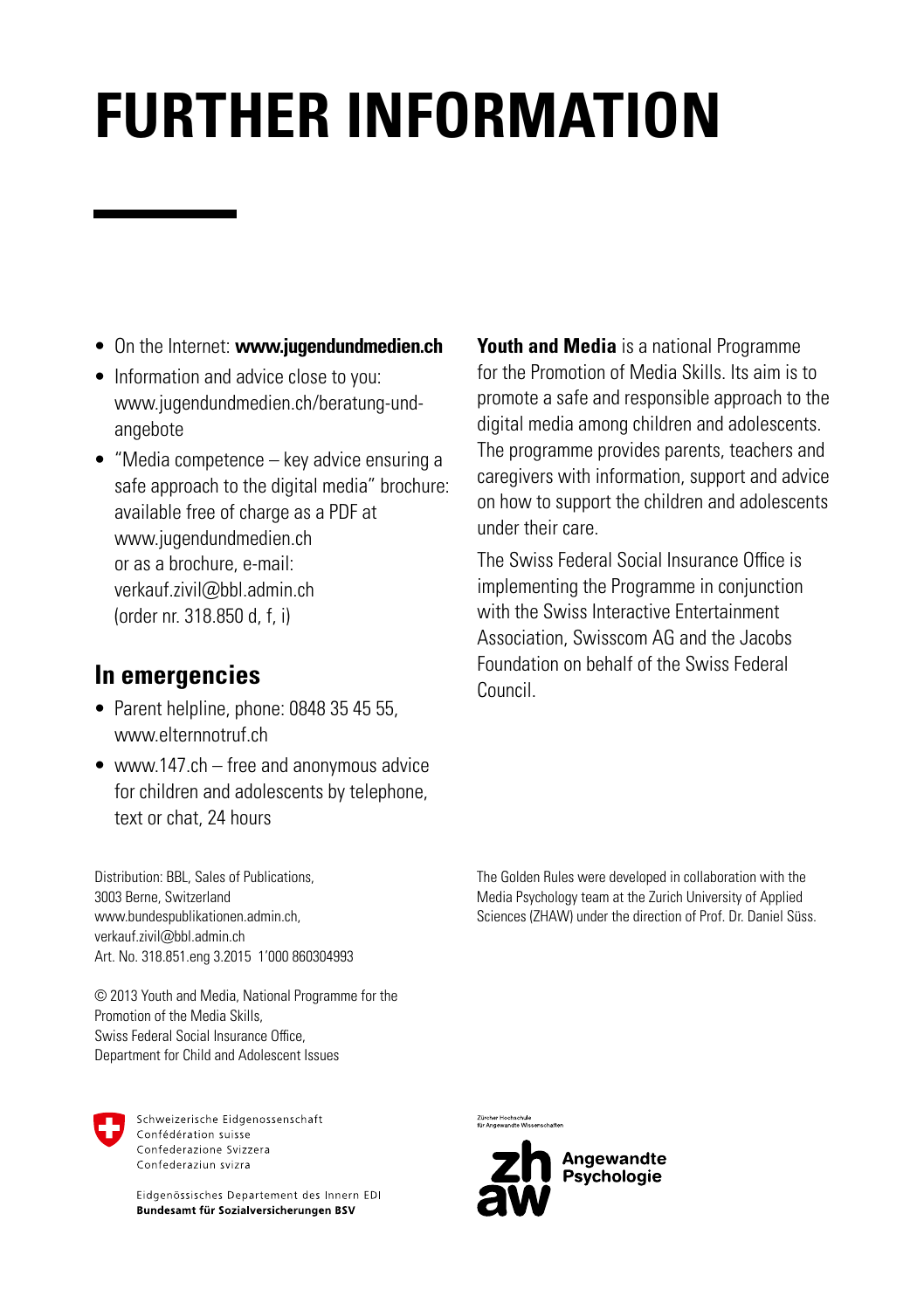# FURTHER INFORMATION

- On the Internet: **www.jugendundmedien.ch**
- Information and advice close to you: www.jugendundmedien.ch/beratung-und-angebote
- "Media competence – key advice ensuring a safe approach to the digital media" brochure: available free of charge as a PDF at www.jugendundmedien.ch or as a brochure, e-mail: verkauf.zivil@bbl.admin.ch (order nr. 318.850 d, f, i)

## In emergencies

- Parent helpline, phone: 0848 35 45 55, www.elternnotruf.ch
- www.147.ch – free and anonymous advice for children and adolescents by telephone, text or chat, 24 hours

**Youth and Media** is a national Programme for the Promotion of Media Skills. Its aim is to promote a safe and responsible approach to the digital media among children and adolescents. The programme provides parents, teachers and caregivers with information, support and advice on how to support the children and adolescents under their care.

The Swiss Federal Social Insurance Office is implementing the Programme in conjunction with the Swiss Interactive Entertainment Association, Swisscom AG and the Jacobs Foundation on behalf of the Swiss Federal Council.

Distribution: BBL, Sales of Publications,
3003 Berne, Switzerland
www.bundespublikationen.admin.ch,
verkauf.zivil@bbl.admin.ch
Art. No. 318.851.eng 3.2015 1'000 860304993

© 2013 Youth and Media, National Programme for the Promotion of the Media Skills,
Swiss Federal Social Insurance Office,
Department for Child and Adolescent Issues

The Golden Rules were developed in collaboration with the Media Psychology team at the Zurich University of Applied Sciences (ZHAW) under the direction of Prof. Dr. Daniel Süss.

Schweizerische Eidgenossenschaft
Confédération suisse
Confederazione Svizzera
Confederaziun svizra

Eidgenössisches Departement des Innern EDI
**Bundesamt für Sozialversicherungen BSV**

Zürcher Hochschule für Angewandte Wissenschaften

zh aw **Angewandte Psychologie**